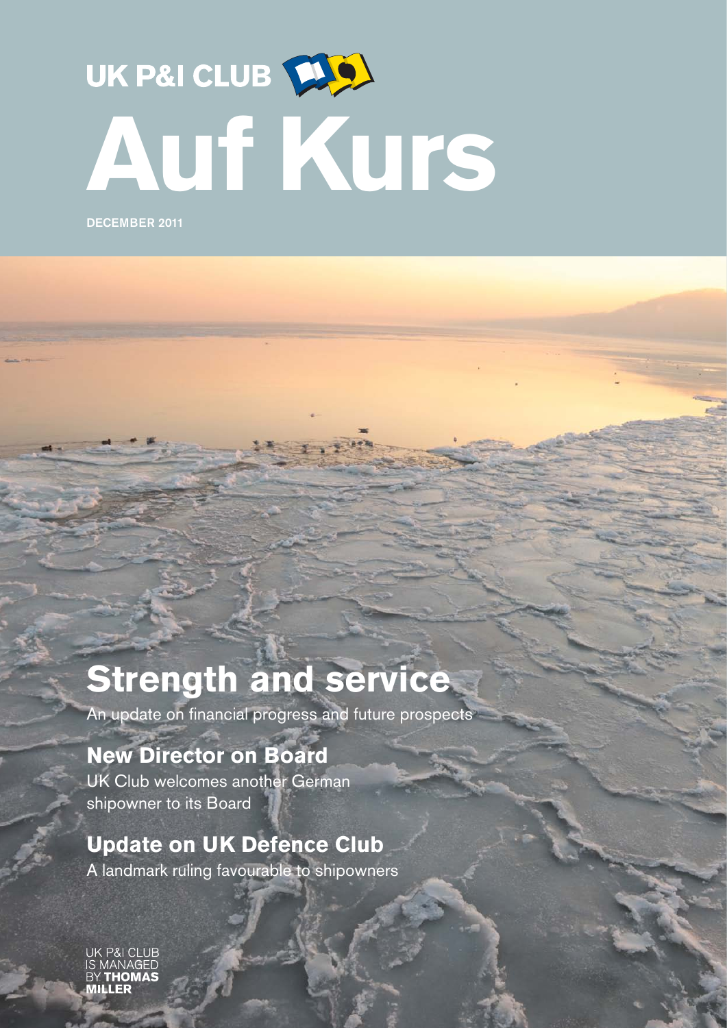UK P&I CLUB

# Auf Kurs

DECEMBER 2011

## Strength and service

An update on financial progress and future prospects

## New Director on Board

UK Club welcomes another German shipowner to its Board

## Update on UK Defence Club

A landmark ruling favourable to shipowners

UK P&I CLUB IS MANAGED BY **THOMAS MILLER**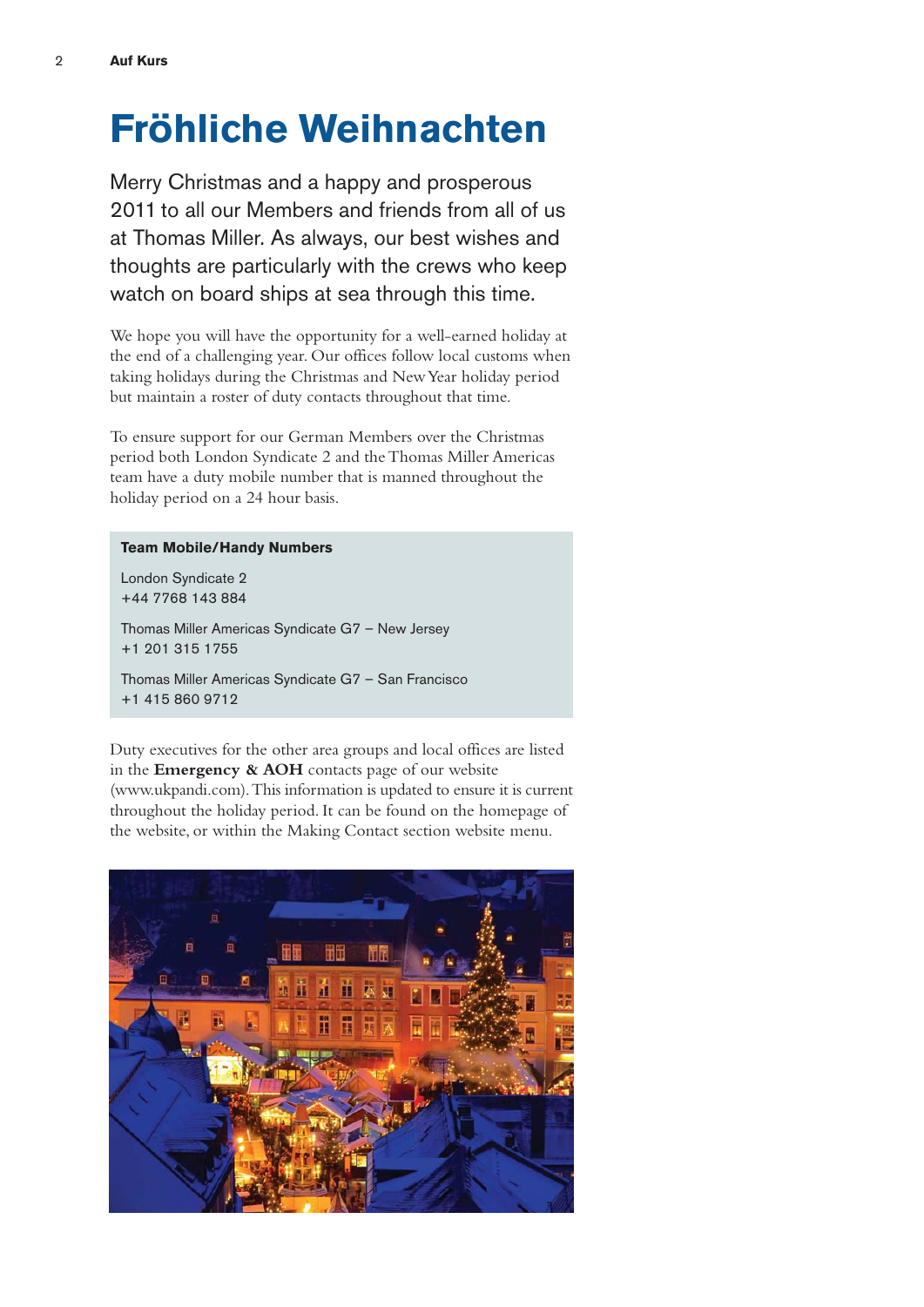# Fröhliche Weihnachten

Merry Christmas and a happy and prosperous 2011 to all our Members and friends from all of us at Thomas Miller. As always, our best wishes and thoughts are particularly with the crews who keep watch on board ships at sea through this time.

We hope you will have the opportunity for a well-earned holiday at the end of a challenging year. Our offices follow local customs when taking holidays during the Christmas and New Year holiday period but maintain a roster of duty contacts throughout that time.

To ensure support for our German Members over the Christmas period both London Syndicate 2 and the Thomas Miller Americas team have a duty mobile number that is manned throughout the holiday period on a 24 hour basis.

**Team Mobile/Handy Numbers**

London Syndicate 2
+44 7768 143 884

Thomas Miller Americas Syndicate G7 – New Jersey
+1 201 315 1755

Thomas Miller Americas Syndicate G7 – San Francisco
+1 415 860 9712

Duty executives for the other area groups and local offices are listed in the **Emergency & AOH** contacts page of our website (www.ukpandi.com). This information is updated to ensure it is current throughout the holiday period. It can be found on the homepage of the website, or within the Making Contact section website menu.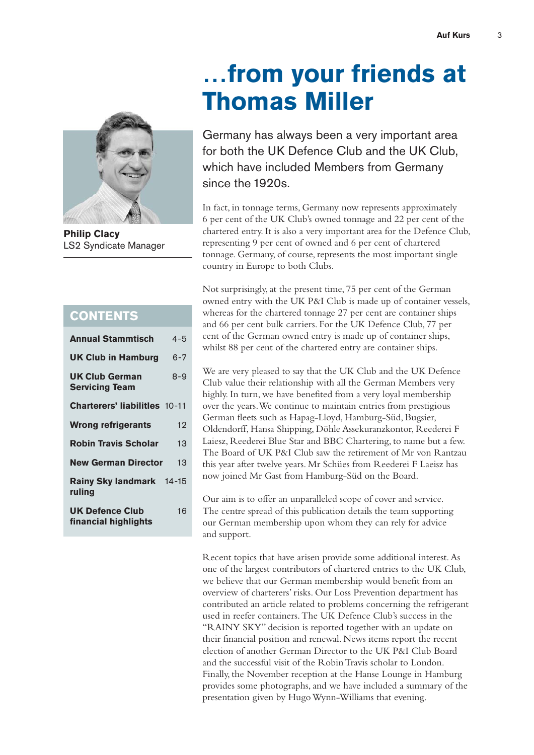# …from your friends at Thomas Miller

**Philip Clacy**
LS2 Syndicate Manager

## CONTENTS

| | |
|---|---|
| **Annual Stammtisch** | 4-5 |
| **UK Club in Hamburg** | 6-7 |
| **UK Club German Servicing Team** | 8-9 |
| **Charterers' liabilities** | 10-11 |
| **Wrong refrigerants** | 12 |
| **Robin Travis Scholar** | 13 |
| **New German Director** | 13 |
| **Rainy Sky landmark ruling** | 14-15 |
| **UK Defence Club financial highlights** | 16 |

Germany has always been a very important area for both the UK Defence Club and the UK Club, which have included Members from Germany since the 1920s.

In fact, in tonnage terms, Germany now represents approximately 6 per cent of the UK Club's owned tonnage and 22 per cent of the chartered entry. It is also a very important area for the Defence Club, representing 9 per cent of owned and 6 per cent of chartered tonnage. Germany, of course, represents the most important single country in Europe to both Clubs.

Not surprisingly, at the present time, 75 per cent of the German owned entry with the UK P&I Club is made up of container vessels, whereas for the chartered tonnage 27 per cent are container ships and 66 per cent bulk carriers. For the UK Defence Club, 77 per cent of the German owned entry is made up of container ships, whilst 88 per cent of the chartered entry are container ships.

We are very pleased to say that the UK Club and the UK Defence Club value their relationship with all the German Members very highly. In turn, we have benefited from a very loyal membership over the years. We continue to maintain entries from prestigious German fleets such as Hapag-Lloyd, Hamburg-Süd, Bugsier, Oldendorff, Hansa Shipping, Döhle Assekuranzkontor, Reederei F Laiesz, Reederei Blue Star and BBC Chartering, to name but a few. The Board of UK P&I Club saw the retirement of Mr von Rantzau this year after twelve years. Mr Schües from Reederei F Laeisz has now joined Mr Gast from Hamburg-Süd on the Board.

Our aim is to offer an unparalleled scope of cover and service. The centre spread of this publication details the team supporting our German membership upon whom they can rely for advice and support.

Recent topics that have arisen provide some additional interest. As one of the largest contributors of chartered entries to the UK Club, we believe that our German membership would benefit from an overview of charterers' risks. Our Loss Prevention department has contributed an article related to problems concerning the refrigerant used in reefer containers. The UK Defence Club's success in the "RAINY SKY" decision is reported together with an update on their financial position and renewal. News items report the recent election of another German Director to the UK P&I Club Board and the successful visit of the Robin Travis scholar to London. Finally, the November reception at the Hanse Lounge in Hamburg provides some photographs, and we have included a summary of the presentation given by Hugo Wynn-Williams that evening.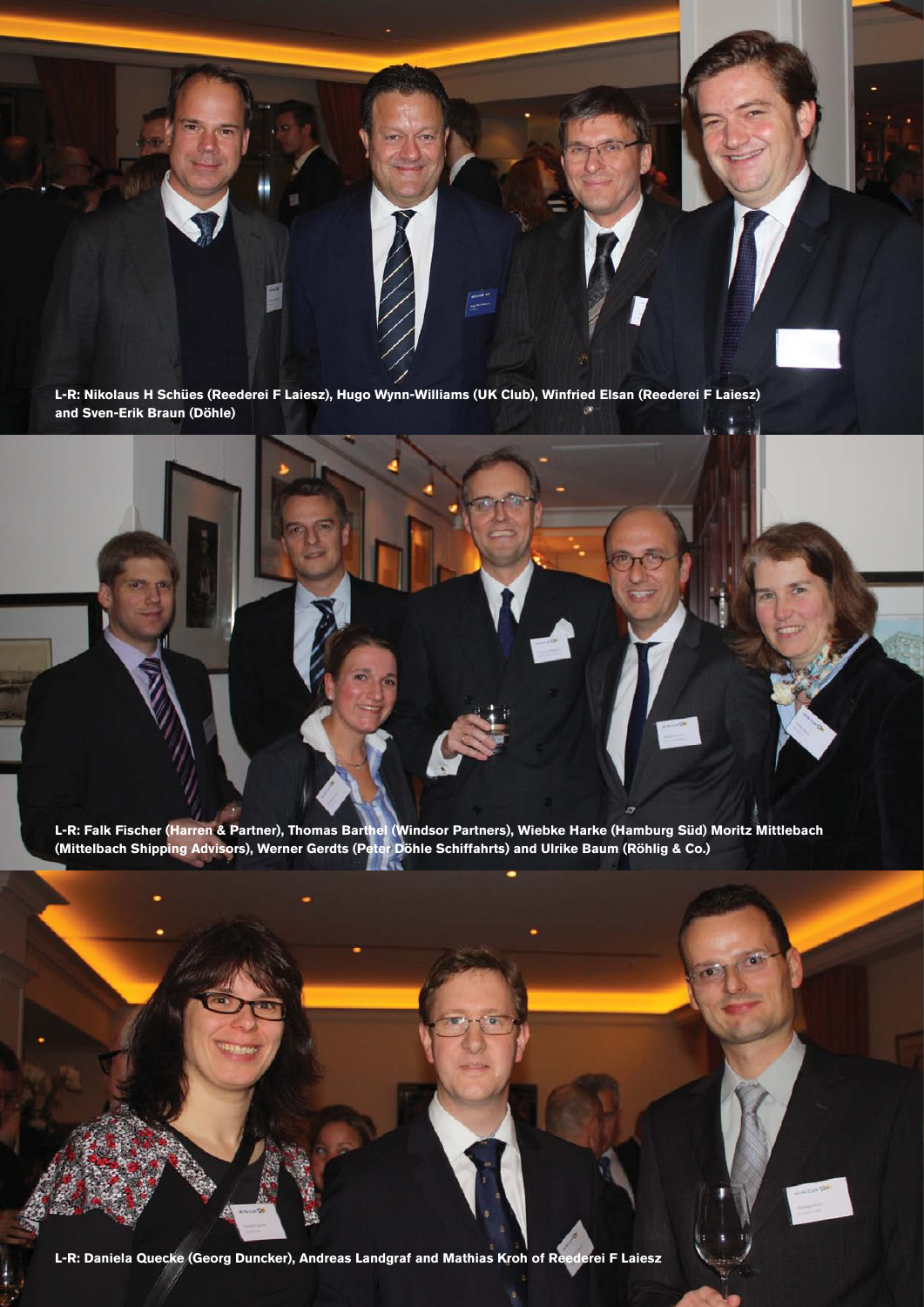L-R: Nikolaus H Schües (Reederei F Laiesz), Hugo Wynn-Williams (UK Club), Winfried Elsan (Reederei F Laiesz) and Sven-Erik Braun (Döhle)

L-R: Falk Fischer (Harren & Partner), Thomas Barthel (Windsor Partners), Wiebke Harke (Hamburg Süd) Moritz Mittlebach (Mittelbach Shipping Advisors), Werner Gerdts (Peter Döhle Schiffahrts) and Ulrike Baum (Röhlig & Co.)

L-R: Daniela Quecke (Georg Duncker), Andreas Landgraf and Mathias Kroh of Reederei F Laiesz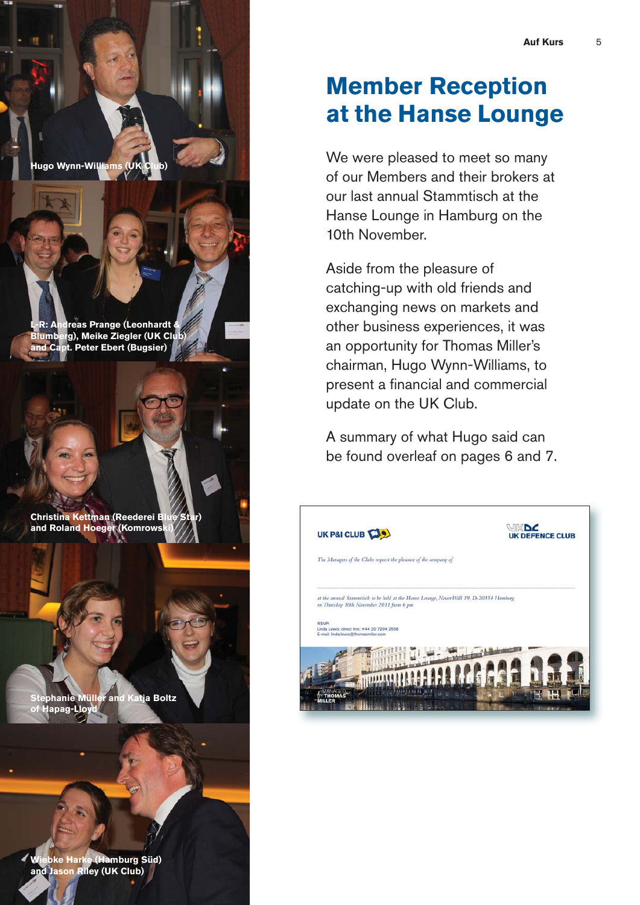# Member Reception at the Hanse Lounge

We were pleased to meet so many of our Members and their brokers at our last annual Stammtisch at the Hanse Lounge in Hamburg on the 10th November.

Aside from the pleasure of catching-up with old friends and exchanging news on markets and other business experiences, it was an opportunity for Thomas Miller's chairman, Hugo Wynn-Williams, to present a financial and commercial update on the UK Club.

A summary of what Hugo said can be found overleaf on pages 6 and 7.

**Hugo Wynn-Williams (UK Club)**

**L-R: Andreas Prange (Leonhardt & Blumberg), Meike Ziegler (UK Club) and Capt. Peter Ebert (Bugsier)**

**Christina Kettman (Reederei Blue Star) and Roland Hoeger (Komrowski)**

**Stephanie Müller and Katja Boltz of Hapag-Lloyd**

**Wiebke Harke (Hamburg Süd) and Jason Riley (UK Club)**

UK P&I CLUB — UK DEFENCE CLUB

*The Managers of the Clubs request the pleasure of the company of*

*at the annual Stammtisch to be held at the Hanse Lounge, Neuer Wall 19, D-20354 Hamburg on Thursday 10th November 2011 from 6 pm*

RSVP:
Linda Lewis: direct line: +44 20 7204 2538
E-mail: linda.lewis@thomasmiller.com

MANAGED BY THOMAS MILLER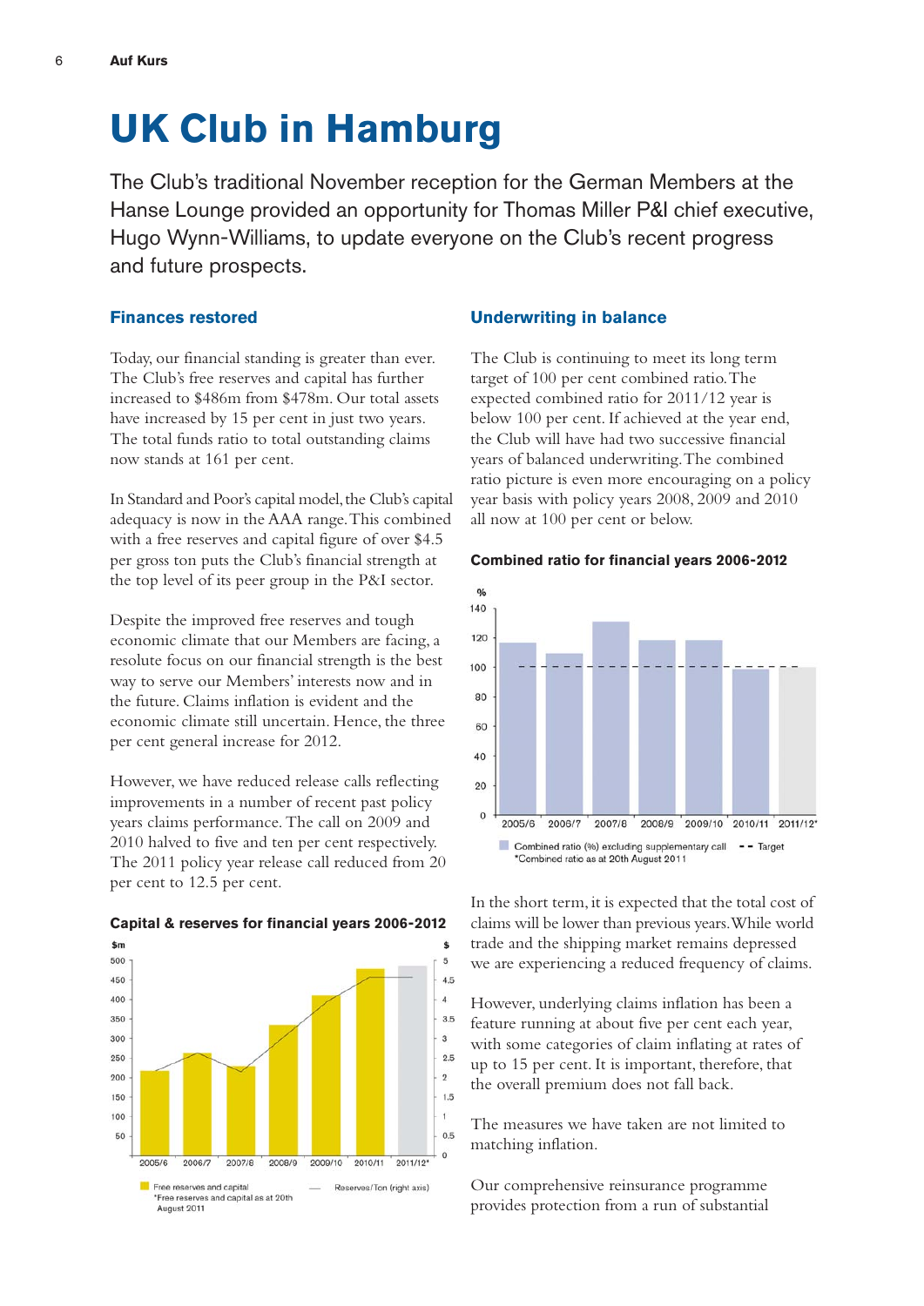# UK Club in Hamburg

The Club's traditional November reception for the German Members at the Hanse Lounge provided an opportunity for Thomas Miller P&I chief executive, Hugo Wynn-Williams, to update everyone on the Club's recent progress and future prospects.

### Finances restored

Today, our financial standing is greater than ever. The Club's free reserves and capital has further increased to $486m from $478m. Our total assets have increased by 15 per cent in just two years. The total funds ratio to total outstanding claims now stands at 161 per cent.

In Standard and Poor's capital model, the Club's capital adequacy is now in the AAA range. This combined with a free reserves and capital figure of over $4.5 per gross ton puts the Club's financial strength at the top level of its peer group in the P&I sector.

Despite the improved free reserves and tough economic climate that our Members are facing, a resolute focus on our financial strength is the best way to serve our Members' interests now and in the future. Claims inflation is evident and the economic climate still uncertain. Hence, the three per cent general increase for 2012.

However, we have reduced release calls reflecting improvements in a number of recent past policy years claims performance. The call on 2009 and 2010 halved to five and ten per cent respectively. The 2011 policy year release call reduced from 20 per cent to 12.5 per cent.

**Capital & reserves for financial years 2006-2012**

Free reserves and capital
*Free reserves and capital as at 20th August 2011
Reserves/Ton (right axis)

### Underwriting in balance

The Club is continuing to meet its long term target of 100 per cent combined ratio. The expected combined ratio for 2011/12 year is below 100 per cent. If achieved at the year end, the Club will have had two successive financial years of balanced underwriting. The combined ratio picture is even more encouraging on a policy year basis with policy years 2008, 2009 and 2010 all now at 100 per cent or below.

**Combined ratio for financial years 2006-2012**

Combined ratio (%) excluding supplementary call
*Combined ratio as at 20th August 2011
Target

In the short term, it is expected that the total cost of claims will be lower than previous years. While world trade and the shipping market remains depressed we are experiencing a reduced frequency of claims.

However, underlying claims inflation has been a feature running at about five per cent each year, with some categories of claim inflating at rates of up to 15 per cent. It is important, therefore, that the overall premium does not fall back.

The measures we have taken are not limited to matching inflation.

Our comprehensive reinsurance programme provides protection from a run of substantial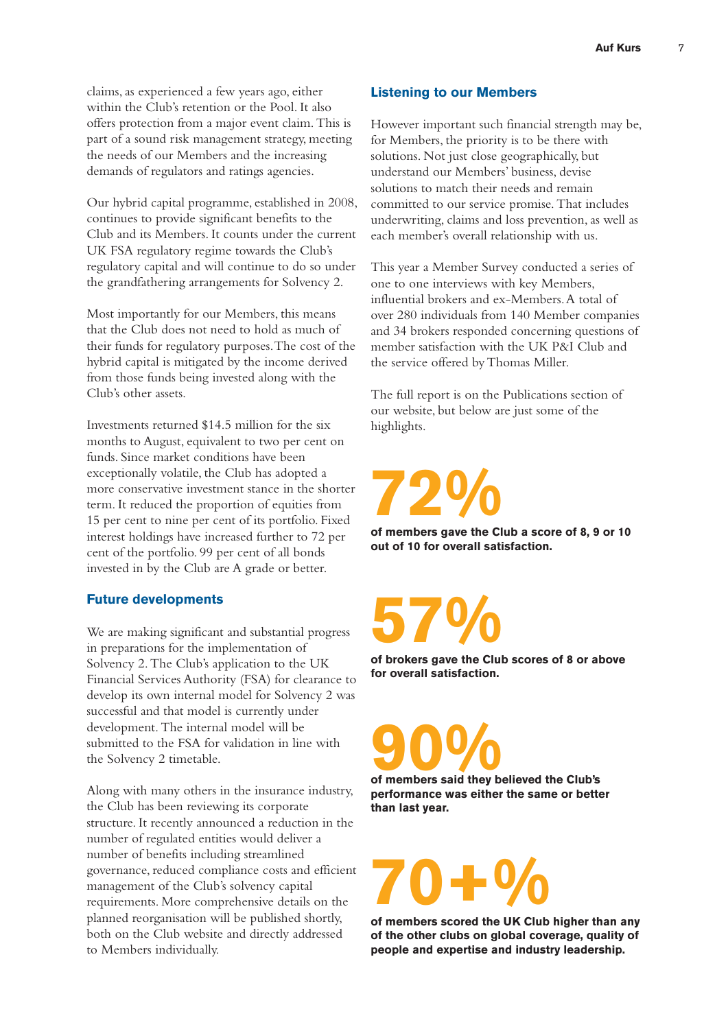claims, as experienced a few years ago, either within the Club's retention or the Pool. It also offers protection from a major event claim. This is part of a sound risk management strategy, meeting the needs of our Members and the increasing demands of regulators and ratings agencies.

Our hybrid capital programme, established in 2008, continues to provide significant benefits to the Club and its Members. It counts under the current UK FSA regulatory regime towards the Club's regulatory capital and will continue to do so under the grandfathering arrangements for Solvency 2.

Most importantly for our Members, this means that the Club does not need to hold as much of their funds for regulatory purposes. The cost of the hybrid capital is mitigated by the income derived from those funds being invested along with the Club's other assets.

Investments returned $14.5 million for the six months to August, equivalent to two per cent on funds. Since market conditions have been exceptionally volatile, the Club has adopted a more conservative investment stance in the shorter term. It reduced the proportion of equities from 15 per cent to nine per cent of its portfolio. Fixed interest holdings have increased further to 72 per cent of the portfolio. 99 per cent of all bonds invested in by the Club are A grade or better.

## Future developments

We are making significant and substantial progress in preparations for the implementation of Solvency 2. The Club's application to the UK Financial Services Authority (FSA) for clearance to develop its own internal model for Solvency 2 was successful and that model is currently under development. The internal model will be submitted to the FSA for validation in line with the Solvency 2 timetable.

Along with many others in the insurance industry, the Club has been reviewing its corporate structure. It recently announced a reduction in the number of regulated entities would deliver a number of benefits including streamlined governance, reduced compliance costs and efficient management of the Club's solvency capital requirements. More comprehensive details on the planned reorganisation will be published shortly, both on the Club website and directly addressed to Members individually.

## Listening to our Members

However important such financial strength may be, for Members, the priority is to be there with solutions. Not just close geographically, but understand our Members' business, devise solutions to match their needs and remain committed to our service promise. That includes underwriting, claims and loss prevention, as well as each member's overall relationship with us.

This year a Member Survey conducted a series of one to one interviews with key Members, influential brokers and ex-Members. A total of over 280 individuals from 140 Member companies and 34 brokers responded concerning questions of member satisfaction with the UK P&I Club and the service offered by Thomas Miller.

The full report is on the Publications section of our website, but below are just some of the highlights.

**72%**

**of members gave the Club a score of 8, 9 or 10 out of 10 for overall satisfaction.**

**57%**

**of brokers gave the Club scores of 8 or above for overall satisfaction.**

**90%**

**of members said they believed the Club's performance was either the same or better than last year.**

**70+%**

**of members scored the UK Club higher than any of the other clubs on global coverage, quality of people and expertise and industry leadership.**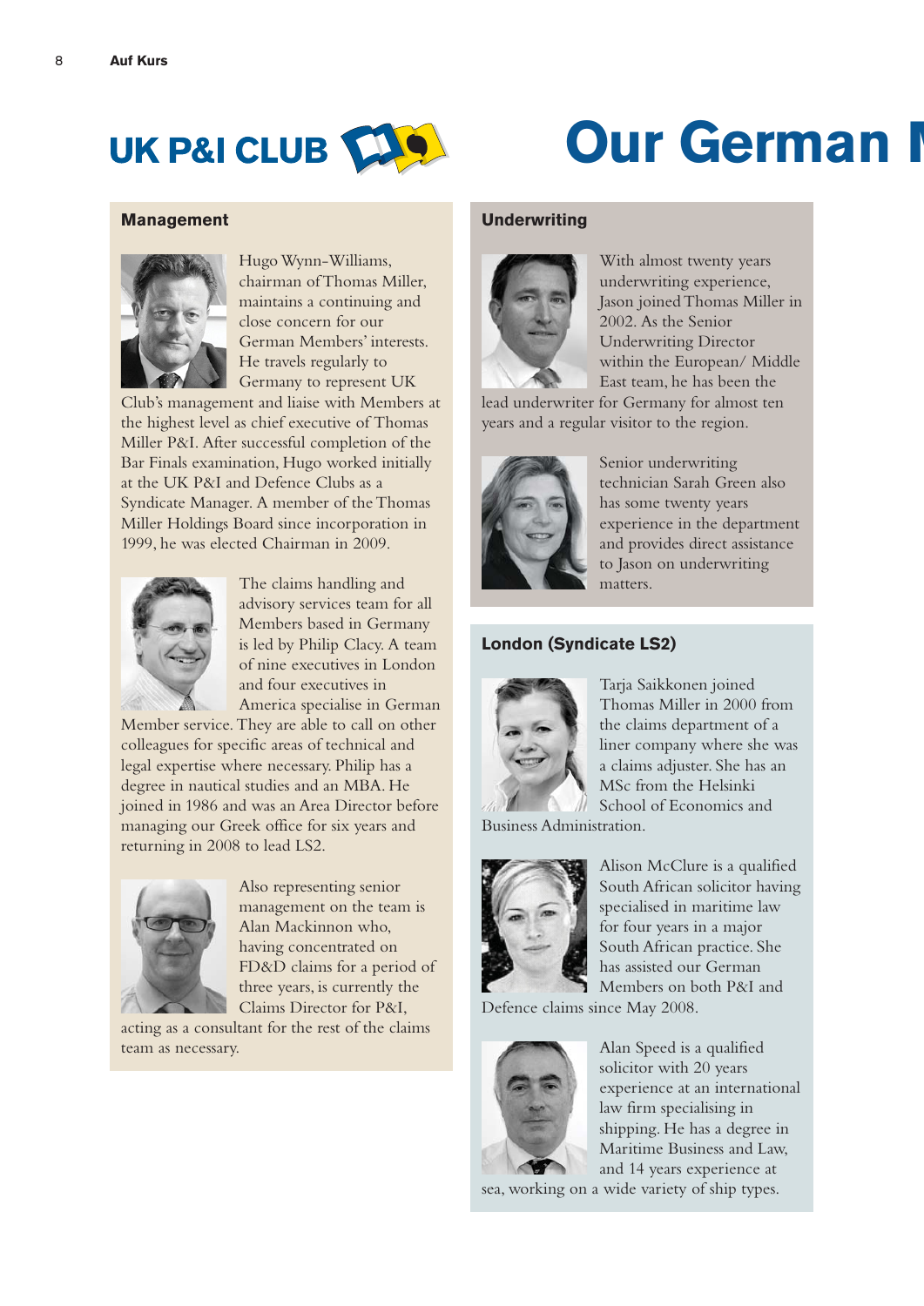UK P&I CLUB

# Our German M

## Management

Hugo Wynn-Williams, chairman of Thomas Miller, maintains a continuing and close concern for our German Members' interests. He travels regularly to Germany to represent UK Club's management and liaise with Members at the highest level as chief executive of Thomas Miller P&I. After successful completion of the Bar Finals examination, Hugo worked initially at the UK P&I and Defence Clubs as a Syndicate Manager. A member of the Thomas Miller Holdings Board since incorporation in 1999, he was elected Chairman in 2009.

The claims handling and advisory services team for all Members based in Germany is led by Philip Clacy. A team of nine executives in London and four executives in America specialise in German Member service. They are able to call on other colleagues for specific areas of technical and legal expertise where necessary. Philip has a degree in nautical studies and an MBA. He joined in 1986 and was an Area Director before managing our Greek office for six years and returning in 2008 to lead LS2.

Also representing senior management on the team is Alan Mackinnon who, having concentrated on FD&D claims for a period of three years, is currently the Claims Director for P&I, acting as a consultant for the rest of the claims team as necessary.

## Underwriting

With almost twenty years underwriting experience, Jason joined Thomas Miller in 2002. As the Senior Underwriting Director within the European/ Middle East team, he has been the lead underwriter for Germany for almost ten years and a regular visitor to the region.

Senior underwriting technician Sarah Green also has some twenty years experience in the department and provides direct assistance to Jason on underwriting matters.

## London (Syndicate LS2)

Tarja Saikkonen joined Thomas Miller in 2000 from the claims department of a liner company where she was a claims adjuster. She has an MSc from the Helsinki School of Economics and Business Administration.

Alison McClure is a qualified South African solicitor having specialised in maritime law for four years in a major South African practice. She has assisted our German Members on both P&I and Defence claims since May 2008.

Alan Speed is a qualified solicitor with 20 years experience at an international law firm specialising in shipping. He has a degree in Maritime Business and Law, and 14 years experience at sea, working on a wide variety of ship types.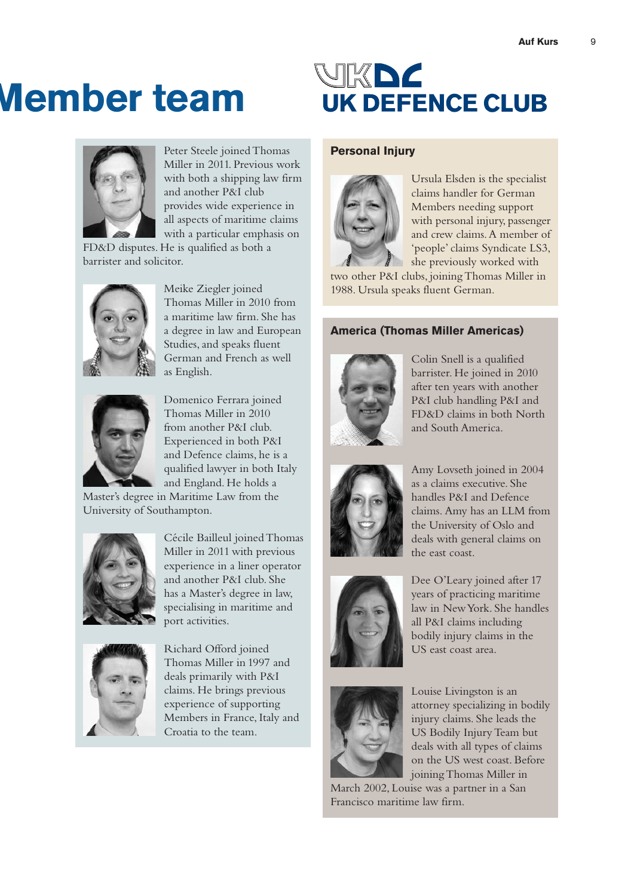# Member team

## UK DEFENCE CLUB

Peter Steele joined Thomas Miller in 2011. Previous work with both a shipping law firm and another P&I club provides wide experience in all aspects of maritime claims with a particular emphasis on FD&D disputes. He is qualified as both a barrister and solicitor.

Meike Ziegler joined Thomas Miller in 2010 from a maritime law firm. She has a degree in law and European Studies, and speaks fluent German and French as well as English.

Domenico Ferrara joined Thomas Miller in 2010 from another P&I club. Experienced in both P&I and Defence claims, he is a qualified lawyer in both Italy and England. He holds a Master's degree in Maritime Law from the University of Southampton.

Cécile Bailleul joined Thomas Miller in 2011 with previous experience in a liner operator and another P&I club. She has a Master's degree in law, specialising in maritime and port activities.

Richard Offord joined Thomas Miller in 1997 and deals primarily with P&I claims. He brings previous experience of supporting Members in France, Italy and Croatia to the team.

### Personal Injury

Ursula Elsden is the specialist claims handler for German Members needing support with personal injury, passenger and crew claims. A member of 'people' claims Syndicate LS3, she previously worked with two other P&I clubs, joining Thomas Miller in 1988. Ursula speaks fluent German.

### America (Thomas Miller Americas)

Colin Snell is a qualified barrister. He joined in 2010 after ten years with another P&I club handling P&I and FD&D claims in both North and South America.

Amy Lovseth joined in 2004 as a claims executive. She handles P&I and Defence claims. Amy has an LLM from the University of Oslo and deals with general claims on the east coast.

Dee O'Leary joined after 17 years of practicing maritime law in New York. She handles all P&I claims including bodily injury claims in the US east coast area.

Louise Livingston is an attorney specializing in bodily injury claims. She leads the US Bodily Injury Team but deals with all types of claims on the US west coast. Before joining Thomas Miller in March 2002, Louise was a partner in a San Francisco maritime law firm.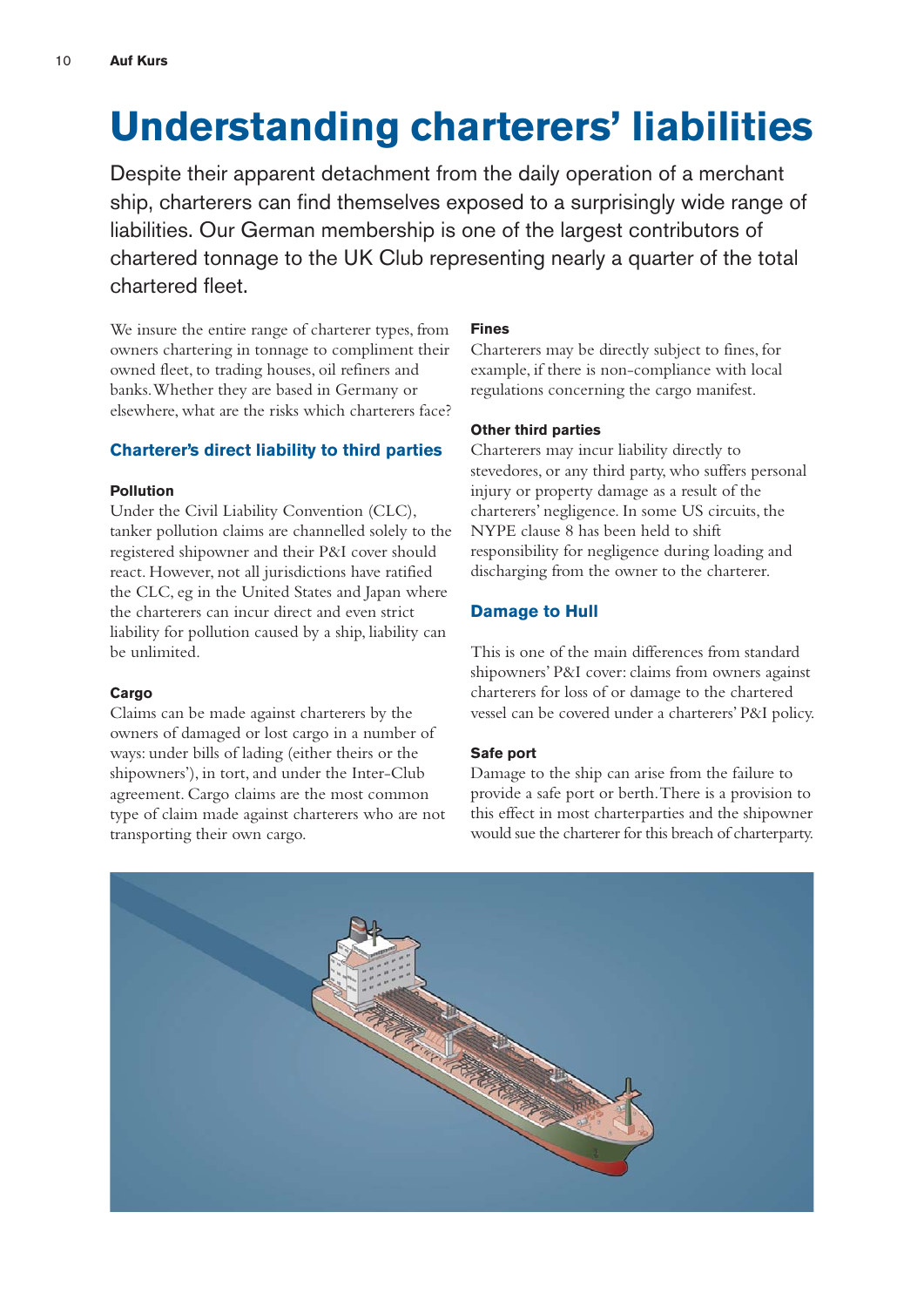# Understanding charterers' liabilities

Despite their apparent detachment from the daily operation of a merchant ship, charterers can find themselves exposed to a surprisingly wide range of liabilities. Our German membership is one of the largest contributors of chartered tonnage to the UK Club representing nearly a quarter of the total chartered fleet.

We insure the entire range of charterer types, from owners chartering in tonnage to compliment their owned fleet, to trading houses, oil refiners and banks. Whether they are based in Germany or elsewhere, what are the risks which charterers face?

## Charterer's direct liability to third parties

### Pollution

Under the Civil Liability Convention (CLC), tanker pollution claims are channelled solely to the registered shipowner and their P&I cover should react. However, not all jurisdictions have ratified the CLC, eg in the United States and Japan where the charterers can incur direct and even strict liability for pollution caused by a ship, liability can be unlimited.

### Cargo

Claims can be made against charterers by the owners of damaged or lost cargo in a number of ways: under bills of lading (either theirs or the shipowners'), in tort, and under the Inter-Club agreement. Cargo claims are the most common type of claim made against charterers who are not transporting their own cargo.

### Fines

Charterers may be directly subject to fines, for example, if there is non-compliance with local regulations concerning the cargo manifest.

### Other third parties

Charterers may incur liability directly to stevedores, or any third party, who suffers personal injury or property damage as a result of the charterers' negligence. In some US circuits, the NYPE clause 8 has been held to shift responsibility for negligence during loading and discharging from the owner to the charterer.

## Damage to Hull

This is one of the main differences from standard shipowners' P&I cover: claims from owners against charterers for loss of or damage to the chartered vessel can be covered under a charterers' P&I policy.

### Safe port

Damage to the ship can arise from the failure to provide a safe port or berth. There is a provision to this effect in most charterparties and the shipowner would sue the charterer for this breach of charterparty.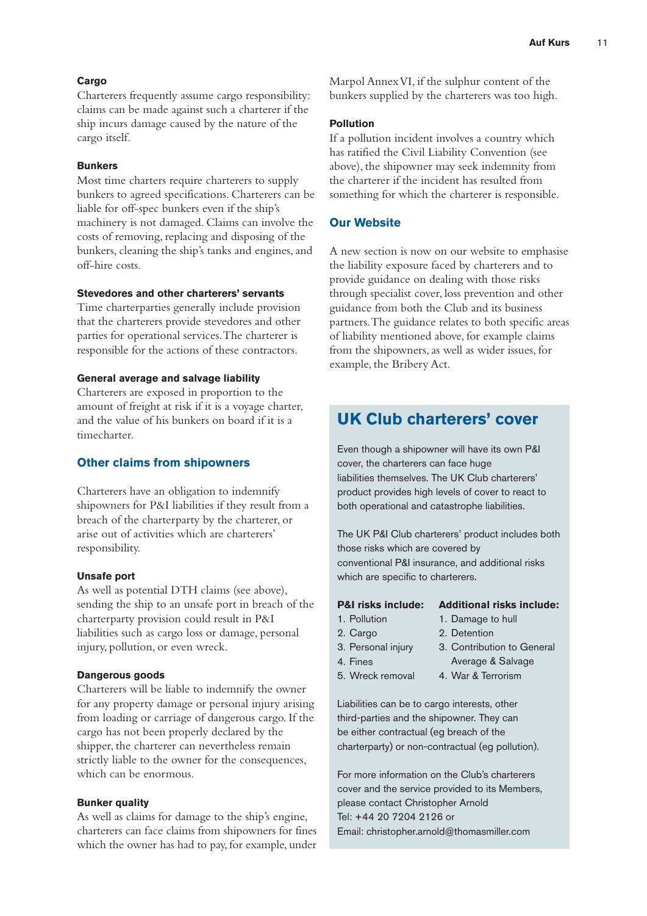#### Cargo

Charterers frequently assume cargo responsibility: claims can be made against such a charterer if the ship incurs damage caused by the nature of the cargo itself.

#### Bunkers

Most time charters require charterers to supply bunkers to agreed specifications. Charterers can be liable for off-spec bunkers even if the ship's machinery is not damaged. Claims can involve the costs of removing, replacing and disposing of the bunkers, cleaning the ship's tanks and engines, and off-hire costs.

#### Stevedores and other charterers' servants

Time charterparties generally include provision that the charterers provide stevedores and other parties for operational services. The charterer is responsible for the actions of these contractors.

#### General average and salvage liability

Charterers are exposed in proportion to the amount of freight at risk if it is a voyage charter, and the value of his bunkers on board if it is a timecharter.

## Other claims from shipowners

Charterers have an obligation to indemnify shipowners for P&I liabilities if they result from a breach of the charterparty by the charterer, or arise out of activities which are charterers' responsibility.

#### Unsafe port

As well as potential DTH claims (see above), sending the ship to an unsafe port in breach of the charterparty provision could result in P&I liabilities such as cargo loss or damage, personal injury, pollution, or even wreck.

#### Dangerous goods

Charterers will be liable to indemnify the owner for any property damage or personal injury arising from loading or carriage of dangerous cargo. If the cargo has not been properly declared by the shipper, the charterer can nevertheless remain strictly liable to the owner for the consequences, which can be enormous.

#### Bunker quality

As well as claims for damage to the ship's engine, charterers can face claims from shipowners for fines which the owner has had to pay, for example, under Marpol Annex VI, if the sulphur content of the bunkers supplied by the charterers was too high.

#### Pollution

If a pollution incident involves a country which has ratified the Civil Liability Convention (see above), the shipowner may seek indemnity from the charterer if the incident has resulted from something for which the charterer is responsible.

## Our Website

A new section is now on our website to emphasise the liability exposure faced by charterers and to provide guidance on dealing with those risks through specialist cover, loss prevention and other guidance from both the Club and its business partners. The guidance relates to both specific areas of liability mentioned above, for example claims from the shipowners, as well as wider issues, for example, the Bribery Act.

## UK Club charterers' cover

Even though a shipowner will have its own P&I cover, the charterers can face huge liabilities themselves. The UK Club charterers' product provides high levels of cover to react to both operational and catastrophe liabilities.

The UK P&I Club charterers' product includes both those risks which are covered by conventional P&I insurance, and additional risks which are specific to charterers.

**P&I risks include:**

1. Pollution
2. Cargo
3. Personal injury
4. Fines
5. Wreck removal

**Additional risks include:**

1. Damage to hull
2. Detention
3. Contribution to General Average & Salvage
4. War & Terrorism

Liabilities can be to cargo interests, other third-parties and the shipowner. They can be either contractual (eg breach of the charterparty) or non-contractual (eg pollution).

For more information on the Club's charterers cover and the service provided to its Members, please contact Christopher Arnold
Tel: +44 20 7204 2126 or
Email: christopher.arnold@thomasmiller.com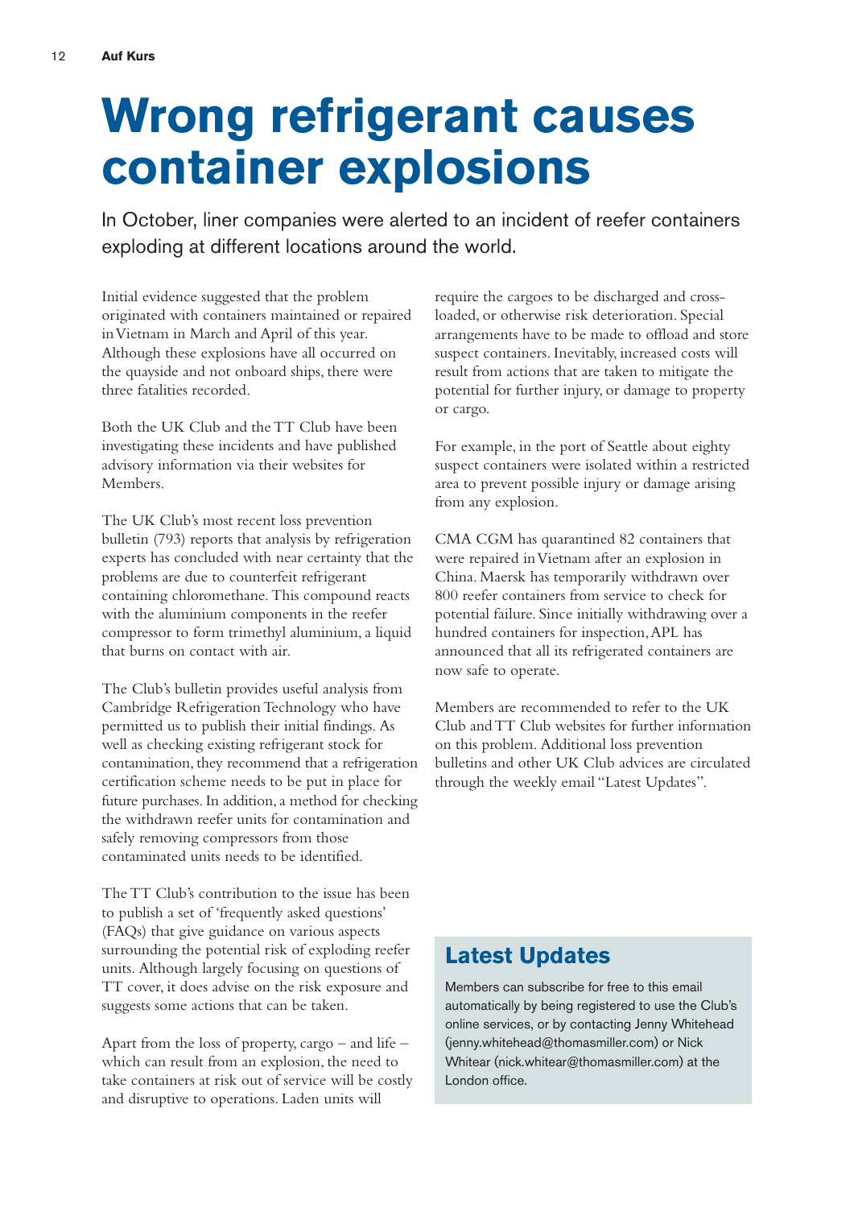# Wrong refrigerant causes container explosions

In October, liner companies were alerted to an incident of reefer containers exploding at different locations around the world.

Initial evidence suggested that the problem originated with containers maintained or repaired in Vietnam in March and April of this year. Although these explosions have all occurred on the quayside and not onboard ships, there were three fatalities recorded.

Both the UK Club and the TT Club have been investigating these incidents and have published advisory information via their websites for Members.

The UK Club's most recent loss prevention bulletin (793) reports that analysis by refrigeration experts has concluded with near certainty that the problems are due to counterfeit refrigerant containing chloromethane. This compound reacts with the aluminium components in the reefer compressor to form trimethyl aluminium, a liquid that burns on contact with air.

The Club's bulletin provides useful analysis from Cambridge Refrigeration Technology who have permitted us to publish their initial findings. As well as checking existing refrigerant stock for contamination, they recommend that a refrigeration certification scheme needs to be put in place for future purchases. In addition, a method for checking the withdrawn reefer units for contamination and safely removing compressors from those contaminated units needs to be identified.

The TT Club's contribution to the issue has been to publish a set of 'frequently asked questions' (FAQs) that give guidance on various aspects surrounding the potential risk of exploding reefer units. Although largely focusing on questions of TT cover, it does advise on the risk exposure and suggests some actions that can be taken.

Apart from the loss of property, cargo – and life – which can result from an explosion, the need to take containers at risk out of service will be costly and disruptive to operations. Laden units will require the cargoes to be discharged and cross-loaded, or otherwise risk deterioration. Special arrangements have to be made to offload and store suspect containers. Inevitably, increased costs will result from actions that are taken to mitigate the potential for further injury, or damage to property or cargo.

For example, in the port of Seattle about eighty suspect containers were isolated within a restricted area to prevent possible injury or damage arising from any explosion.

CMA CGM has quarantined 82 containers that were repaired in Vietnam after an explosion in China. Maersk has temporarily withdrawn over 800 reefer containers from service to check for potential failure. Since initially withdrawing over a hundred containers for inspection, APL has announced that all its refrigerated containers are now safe to operate.

Members are recommended to refer to the UK Club and TT Club websites for further information on this problem. Additional loss prevention bulletins and other UK Club advices are circulated through the weekly email "Latest Updates".

## Latest Updates

Members can subscribe for free to this email automatically by being registered to use the Club's online services, or by contacting Jenny Whitehead (jenny.whitehead@thomasmiller.com) or Nick Whitear (nick.whitear@thomasmiller.com) at the London office.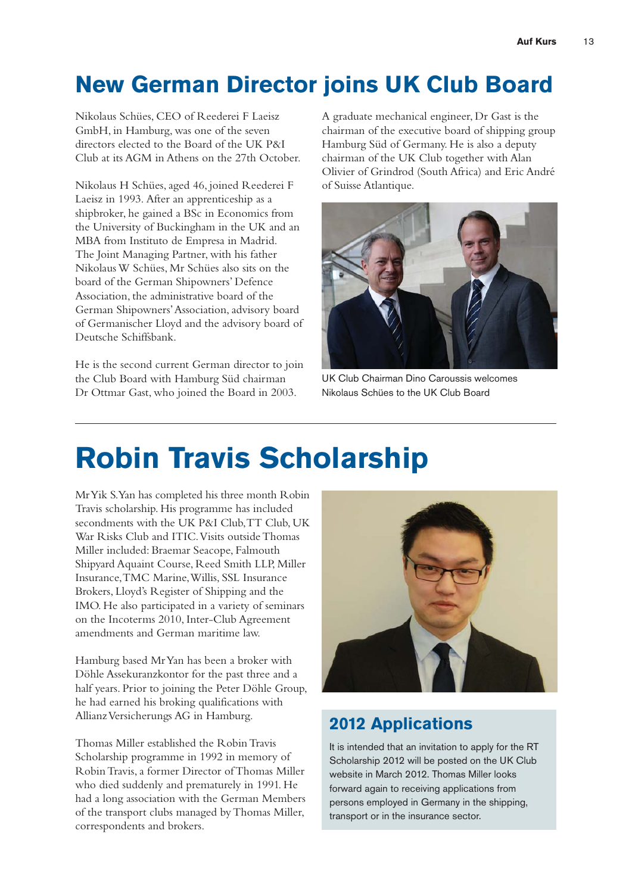# New German Director joins UK Club Board

Nikolaus Schües, CEO of Reederei F Laeisz GmbH, in Hamburg, was one of the seven directors elected to the Board of the UK P&I Club at its AGM in Athens on the 27th October.

Nikolaus H Schües, aged 46, joined Reederei F Laeisz in 1993. After an apprenticeship as a shipbroker, he gained a BSc in Economics from the University of Buckingham in the UK and an MBA from Instituto de Empresa in Madrid. The Joint Managing Partner, with his father Nikolaus W Schües, Mr Schües also sits on the board of the German Shipowners' Defence Association, the administrative board of the German Shipowners' Association, advisory board of Germanischer Lloyd and the advisory board of Deutsche Schiffsbank.

He is the second current German director to join the Club Board with Hamburg Süd chairman Dr Ottmar Gast, who joined the Board in 2003.

A graduate mechanical engineer, Dr Gast is the chairman of the executive board of shipping group Hamburg Süd of Germany. He is also a deputy chairman of the UK Club together with Alan Olivier of Grindrod (South Africa) and Eric André of Suisse Atlantique.

UK Club Chairman Dino Caroussis welcomes Nikolaus Schües to the UK Club Board

# Robin Travis Scholarship

Mr Yik S. Yan has completed his three month Robin Travis scholarship. His programme has included secondments with the UK P&I Club, TT Club, UK War Risks Club and ITIC. Visits outside Thomas Miller included: Braemar Seacope, Falmouth Shipyard Aquaint Course, Reed Smith LLP, Miller Insurance, TMC Marine, Willis, SSL Insurance Brokers, Lloyd's Register of Shipping and the IMO. He also participated in a variety of seminars on the Incoterms 2010, Inter-Club Agreement amendments and German maritime law.

Hamburg based Mr Yan has been a broker with Döhle Assekuranzkontor for the past three and a half years. Prior to joining the Peter Döhle Group, he had earned his broking qualifications with Allianz Versicherungs AG in Hamburg.

Thomas Miller established the Robin Travis Scholarship programme in 1992 in memory of Robin Travis, a former Director of Thomas Miller who died suddenly and prematurely in 1991. He had a long association with the German Members of the transport clubs managed by Thomas Miller, correspondents and brokers.

## 2012 Applications

It is intended that an invitation to apply for the RT Scholarship 2012 will be posted on the UK Club website in March 2012. Thomas Miller looks forward again to receiving applications from persons employed in Germany in the shipping, transport or in the insurance sector.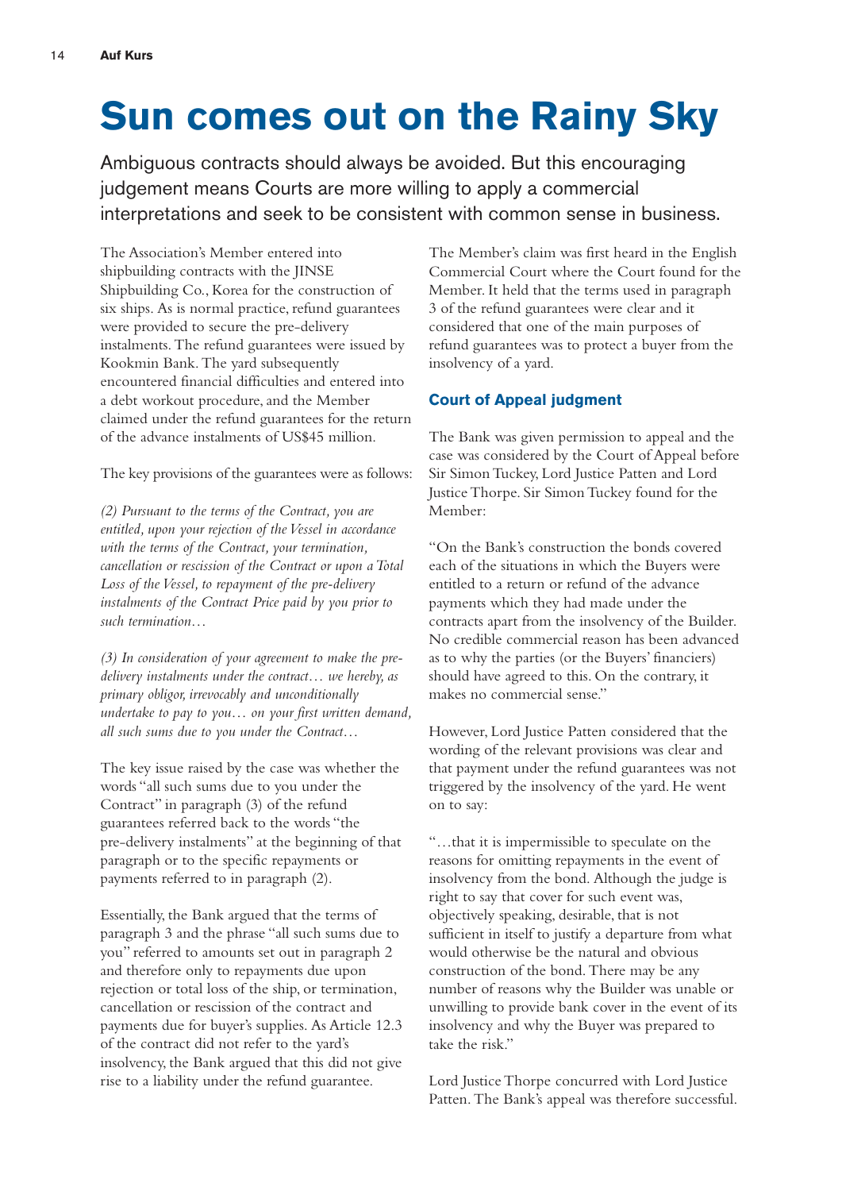# Sun comes out on the Rainy Sky

Ambiguous contracts should always be avoided. But this encouraging judgement means Courts are more willing to apply a commercial interpretations and seek to be consistent with common sense in business.

The Association's Member entered into shipbuilding contracts with the JINSE Shipbuilding Co., Korea for the construction of six ships. As is normal practice, refund guarantees were provided to secure the pre-delivery instalments. The refund guarantees were issued by Kookmin Bank. The yard subsequently encountered financial difficulties and entered into a debt workout procedure, and the Member claimed under the refund guarantees for the return of the advance instalments of US$45 million.

The key provisions of the guarantees were as follows:

*(2) Pursuant to the terms of the Contract, you are entitled, upon your rejection of the Vessel in accordance with the terms of the Contract, your termination, cancellation or rescission of the Contract or upon a Total Loss of the Vessel, to repayment of the pre-delivery instalments of the Contract Price paid by you prior to such termination…*

*(3) In consideration of your agreement to make the pre-delivery instalments under the contract… we hereby, as primary obligor, irrevocably and unconditionally undertake to pay to you… on your first written demand, all such sums due to you under the Contract…*

The key issue raised by the case was whether the words "all such sums due to you under the Contract" in paragraph (3) of the refund guarantees referred back to the words "the pre-delivery instalments" at the beginning of that paragraph or to the specific repayments or payments referred to in paragraph (2).

Essentially, the Bank argued that the terms of paragraph 3 and the phrase "all such sums due to you" referred to amounts set out in paragraph 2 and therefore only to repayments due upon rejection or total loss of the ship, or termination, cancellation or rescission of the contract and payments due for buyer's supplies. As Article 12.3 of the contract did not refer to the yard's insolvency, the Bank argued that this did not give rise to a liability under the refund guarantee.

The Member's claim was first heard in the English Commercial Court where the Court found for the Member. It held that the terms used in paragraph 3 of the refund guarantees were clear and it considered that one of the main purposes of refund guarantees was to protect a buyer from the insolvency of a yard.

### Court of Appeal judgment

The Bank was given permission to appeal and the case was considered by the Court of Appeal before Sir Simon Tuckey, Lord Justice Patten and Lord Justice Thorpe. Sir Simon Tuckey found for the Member:

"On the Bank's construction the bonds covered each of the situations in which the Buyers were entitled to a return or refund of the advance payments which they had made under the contracts apart from the insolvency of the Builder. No credible commercial reason has been advanced as to why the parties (or the Buyers' financiers) should have agreed to this. On the contrary, it makes no commercial sense."

However, Lord Justice Patten considered that the wording of the relevant provisions was clear and that payment under the refund guarantees was not triggered by the insolvency of the yard. He went on to say:

"…that it is impermissible to speculate on the reasons for omitting repayments in the event of insolvency from the bond. Although the judge is right to say that cover for such event was, objectively speaking, desirable, that is not sufficient in itself to justify a departure from what would otherwise be the natural and obvious construction of the bond. There may be any number of reasons why the Builder was unable or unwilling to provide bank cover in the event of its insolvency and why the Buyer was prepared to take the risk."

Lord Justice Thorpe concurred with Lord Justice Patten. The Bank's appeal was therefore successful.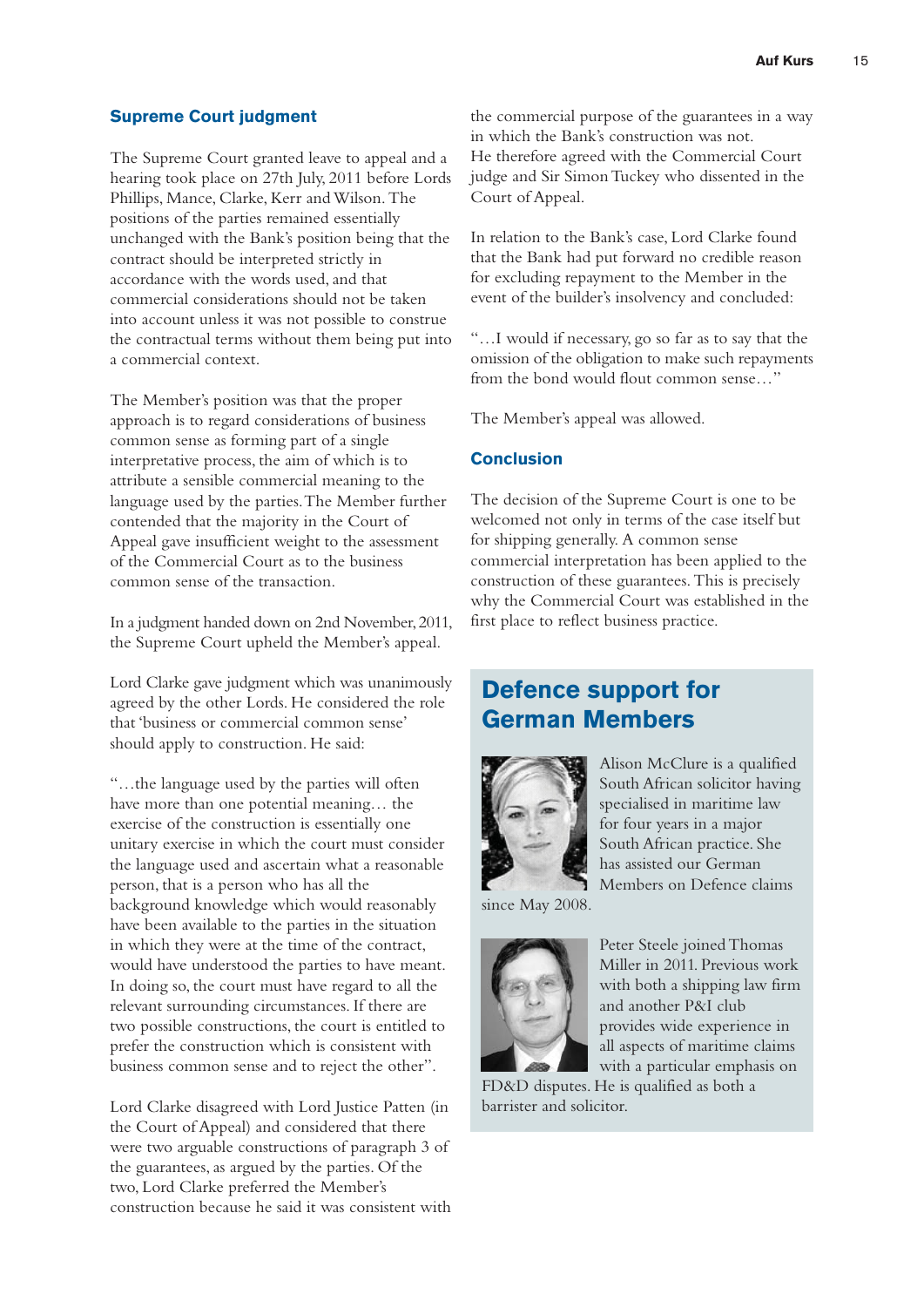## Supreme Court judgment

The Supreme Court granted leave to appeal and a hearing took place on 27th July, 2011 before Lords Phillips, Mance, Clarke, Kerr and Wilson. The positions of the parties remained essentially unchanged with the Bank's position being that the contract should be interpreted strictly in accordance with the words used, and that commercial considerations should not be taken into account unless it was not possible to construe the contractual terms without them being put into a commercial context.

The Member's position was that the proper approach is to regard considerations of business common sense as forming part of a single interpretative process, the aim of which is to attribute a sensible commercial meaning to the language used by the parties. The Member further contended that the majority in the Court of Appeal gave insufficient weight to the assessment of the Commercial Court as to the business common sense of the transaction.

In a judgment handed down on 2nd November, 2011, the Supreme Court upheld the Member's appeal.

Lord Clarke gave judgment which was unanimously agreed by the other Lords. He considered the role that 'business or commercial common sense' should apply to construction. He said:

"…the language used by the parties will often have more than one potential meaning… the exercise of the construction is essentially one unitary exercise in which the court must consider the language used and ascertain what a reasonable person, that is a person who has all the background knowledge which would reasonably have been available to the parties in the situation in which they were at the time of the contract, would have understood the parties to have meant. In doing so, the court must have regard to all the relevant surrounding circumstances. If there are two possible constructions, the court is entitled to prefer the construction which is consistent with business common sense and to reject the other".

Lord Clarke disagreed with Lord Justice Patten (in the Court of Appeal) and considered that there were two arguable constructions of paragraph 3 of the guarantees, as argued by the parties. Of the two, Lord Clarke preferred the Member's construction because he said it was consistent with the commercial purpose of the guarantees in a way in which the Bank's construction was not. He therefore agreed with the Commercial Court judge and Sir Simon Tuckey who dissented in the Court of Appeal.

In relation to the Bank's case, Lord Clarke found that the Bank had put forward no credible reason for excluding repayment to the Member in the event of the builder's insolvency and concluded:

"…I would if necessary, go so far as to say that the omission of the obligation to make such repayments from the bond would flout common sense…"

The Member's appeal was allowed.

## Conclusion

The decision of the Supreme Court is one to be welcomed not only in terms of the case itself but for shipping generally. A common sense commercial interpretation has been applied to the construction of these guarantees. This is precisely why the Commercial Court was established in the first place to reflect business practice.

## Defence support for German Members

Alison McClure is a qualified South African solicitor having specialised in maritime law for four years in a major South African practice. She has assisted our German Members on Defence claims since May 2008.

Peter Steele joined Thomas Miller in 2011. Previous work with both a shipping law firm and another P&I club provides wide experience in all aspects of maritime claims with a particular emphasis on FD&D disputes. He is qualified as both a barrister and solicitor.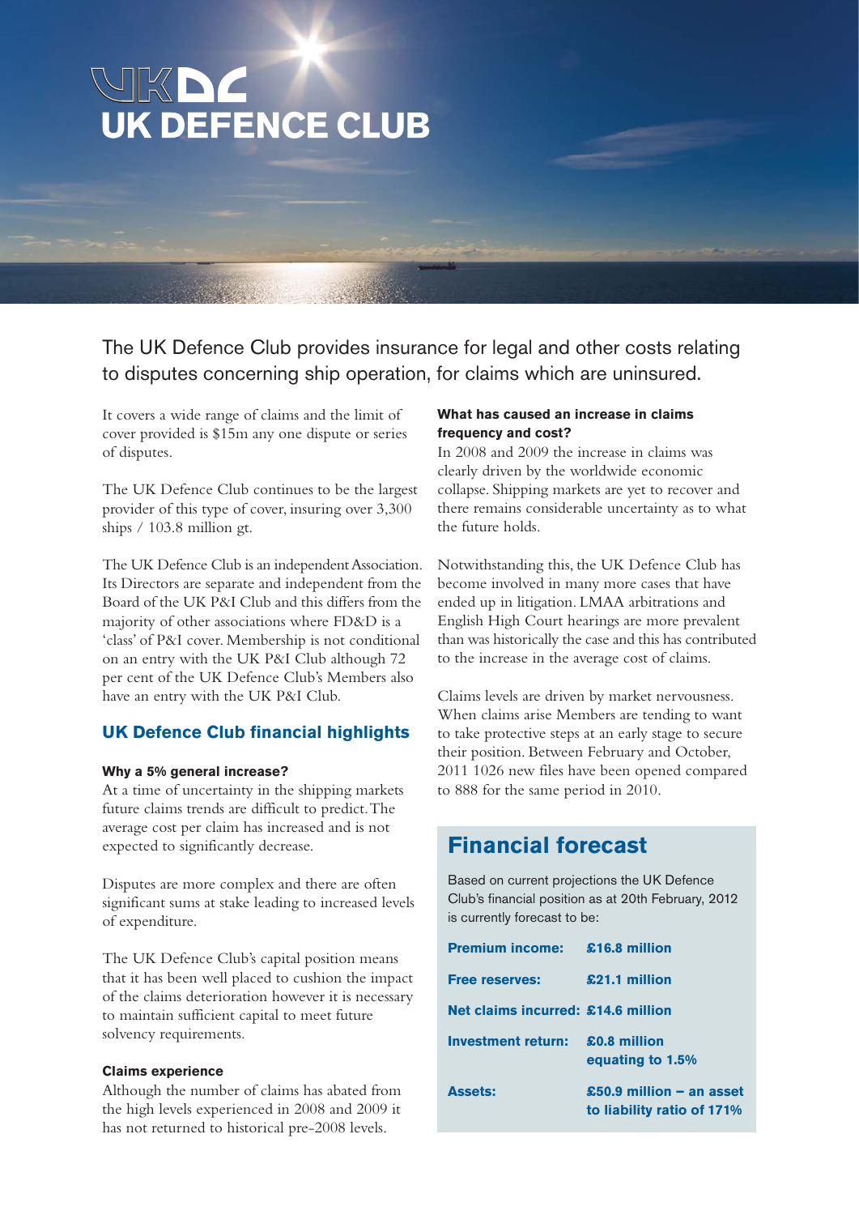# UK DEFENCE CLUB

The UK Defence Club provides insurance for legal and other costs relating to disputes concerning ship operation, for claims which are uninsured.

It covers a wide range of claims and the limit of cover provided is $15m any one dispute or series of disputes.

The UK Defence Club continues to be the largest provider of this type of cover, insuring over 3,300 ships / 103.8 million gt.

The UK Defence Club is an independent Association. Its Directors are separate and independent from the Board of the UK P&I Club and this differs from the majority of other associations where FD&D is a 'class' of P&I cover. Membership is not conditional on an entry with the UK P&I Club although 72 per cent of the UK Defence Club's Members also have an entry with the UK P&I Club.

## UK Defence Club financial highlights

### Why a 5% general increase?

At a time of uncertainty in the shipping markets future claims trends are difficult to predict. The average cost per claim has increased and is not expected to significantly decrease.

Disputes are more complex and there are often significant sums at stake leading to increased levels of expenditure.

The UK Defence Club's capital position means that it has been well placed to cushion the impact of the claims deterioration however it is necessary to maintain sufficient capital to meet future solvency requirements.

### Claims experience

Although the number of claims has abated from the high levels experienced in 2008 and 2009 it has not returned to historical pre-2008 levels.

### What has caused an increase in claims frequency and cost?

In 2008 and 2009 the increase in claims was clearly driven by the worldwide economic collapse. Shipping markets are yet to recover and there remains considerable uncertainty as to what the future holds.

Notwithstanding this, the UK Defence Club has become involved in many more cases that have ended up in litigation. LMAA arbitrations and English High Court hearings are more prevalent than was historically the case and this has contributed to the increase in the average cost of claims.

Claims levels are driven by market nervousness. When claims arise Members are tending to want to take protective steps at an early stage to secure their position. Between February and October, 2011 1026 new files have been opened compared to 888 for the same period in 2010.

## Financial forecast

Based on current projections the UK Defence Club's financial position as at 20th February, 2012 is currently forecast to be:

| | |
|---|---|
| **Premium income:** | **£16.8 million** |
| **Free reserves:** | **£21.1 million** |
| **Net claims incurred:** | **£14.6 million** |
| **Investment return:** | **£0.8 million equating to 1.5%** |
| **Assets:** | **£50.9 million – an asset to liability ratio of 171%** |